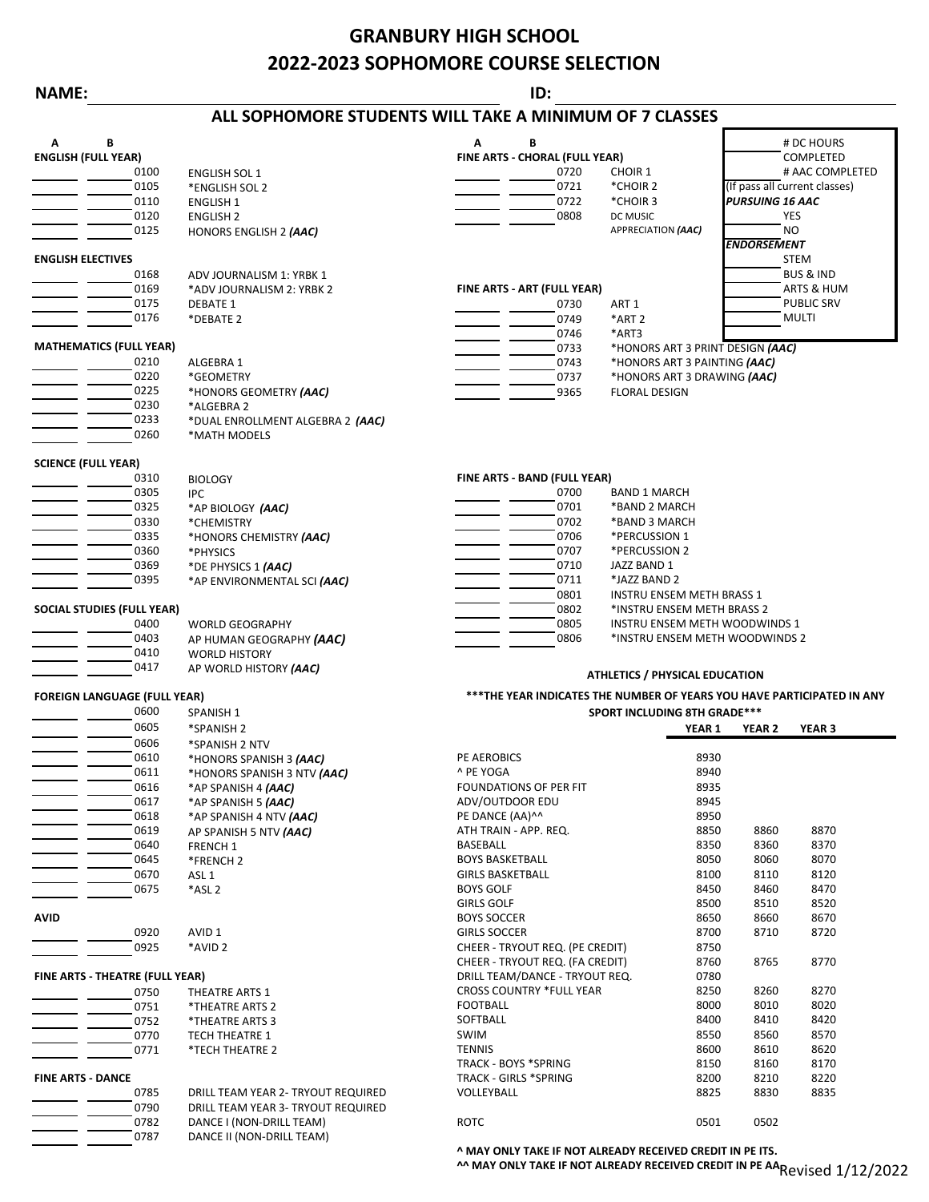# GRANBURY HIGH SCHOOL
# 2022-2023 SOPHOMORE COURSE SELECTION

**NAME:** ______________________ **ID:** ______________________

## ALL SOPHOMORE STUDENTS WILL TAKE A MINIMUM OF 7 CLASSES

| | |
|---|---|
| | # DC HOURS COMPLETED |
| | # AAC COMPLETED (If pass all current classes) |
| ***PURSUING 16 AAC*** | |
| | YES |
| | NO |
| ***ENDORSEMENT*** | |
| | STEM |
| | BUS & IND |
| | ARTS & HUM |
| | PUBLIC SRV |
| | MULTI |

### ENGLISH (FULL YEAR)

| A | B | Code | Course |
|---|---|---|---|
| | | 0100 | ENGLISH SOL 1 |
| | | 0105 | *ENGLISH SOL 2 |
| | | 0110 | ENGLISH 1 |
| | | 0120 | ENGLISH 2 |
| | | 0125 | HONORS ENGLISH 2 ***(AAC)*** |

### ENGLISH ELECTIVES

| A | B | Code | Course |
|---|---|---|---|
| | | 0168 | ADV JOURNALISM 1: YRBK 1 |
| | | 0169 | *ADV JOURNALISM 2: YRBK 2 |
| | | 0175 | DEBATE 1 |
| | | 0176 | *DEBATE 2 |

### MATHEMATICS (FULL YEAR)

| A | B | Code | Course |
|---|---|---|---|
| | | 0210 | ALGEBRA 1 |
| | | 0220 | *GEOMETRY |
| | | 0225 | *HONORS GEOMETRY ***(AAC)*** |
| | | 0230 | *ALGEBRA 2 |
| | | 0233 | *DUAL ENROLLMENT ALGEBRA 2 ***(AAC)*** |
| | | 0260 | *MATH MODELS |

### SCIENCE (FULL YEAR)

| A | B | Code | Course |
|---|---|---|---|
| | | 0310 | BIOLOGY |
| | | 0305 | IPC |
| | | 0325 | *AP BIOLOGY ***(AAC)*** |
| | | 0330 | *CHEMISTRY |
| | | 0335 | *HONORS CHEMISTRY ***(AAC)*** |
| | | 0360 | *PHYSICS |
| | | 0369 | *DE PHYSICS 1 ***(AAC)*** |
| | | 0395 | *AP ENVIRONMENTAL SCI ***(AAC)*** |

### SOCIAL STUDIES (FULL YEAR)

| A | B | Code | Course |
|---|---|---|---|
| | | 0400 | WORLD GEOGRAPHY |
| | | 0403 | AP HUMAN GEOGRAPHY ***(AAC)*** |
| | | 0410 | WORLD HISTORY |
| | | 0417 | AP WORLD HISTORY ***(AAC)*** |

### FOREIGN LANGUAGE (FULL YEAR)

| A | B | Code | Course |
|---|---|---|---|
| | | 0600 | SPANISH 1 |
| | | 0605 | *SPANISH 2 |
| | | 0606 | *SPANISH 2 NTV |
| | | 0610 | *HONORS SPANISH 3 ***(AAC)*** |
| | | 0611 | *HONORS SPANISH 3 NTV ***(AAC)*** |
| | | 0616 | *AP SPANISH 4 ***(AAC)*** |
| | | 0617 | *AP SPANISH 5 ***(AAC)*** |
| | | 0618 | *AP SPANISH 4 NTV ***(AAC)*** |
| | | 0619 | AP SPANISH 5 NTV ***(AAC)*** |
| | | 0640 | FRENCH 1 |
| | | 0645 | *FRENCH 2 |
| | | 0670 | ASL 1 |
| | | 0675 | *ASL 2 |

### AVID

| A | B | Code | Course |
|---|---|---|---|
| | | 0920 | AVID 1 |
| | | 0925 | *AVID 2 |

### FINE ARTS - THEATRE (FULL YEAR)

| A | B | Code | Course |
|---|---|---|---|
| | | 0750 | THEATRE ARTS 1 |
| | | 0751 | *THEATRE ARTS 2 |
| | | 0752 | *THEATRE ARTS 3 |
| | | 0770 | TECH THEATRE 1 |
| | | 0771 | *TECH THEATRE 2 |

### FINE ARTS - DANCE

| A | B | Code | Course |
|---|---|---|---|
| | | 0785 | DRILL TEAM YEAR 2- TRYOUT REQUIRED |
| | | 0790 | DRILL TEAM YEAR 3- TRYOUT REQUIRED |
| | | 0782 | DANCE I (NON-DRILL TEAM) |
| | | 0787 | DANCE II (NON-DRILL TEAM) |

### FINE ARTS - CHORAL (FULL YEAR)

| A | B | Code | Course |
|---|---|---|---|
| | | 0720 | CHOIR 1 |
| | | 0721 | *CHOIR 2 |
| | | 0722 | *CHOIR 3 |
| | | 0808 | DC MUSIC APPRECIATION ***(AAC)*** |

### FINE ARTS - ART (FULL YEAR)

| A | B | Code | Course |
|---|---|---|---|
| | | 0730 | ART 1 |
| | | 0749 | *ART 2 |
| | | 0746 | *ART3 |
| | | 0733 | *HONORS ART 3 PRINT DESIGN ***(AAC)*** |
| | | 0743 | *HONORS ART 3 PAINTING ***(AAC)*** |
| | | 0737 | *HONORS ART 3 DRAWING ***(AAC)*** |
| | | 9365 | FLORAL DESIGN |

### FINE ARTS - BAND (FULL YEAR)

| A | B | Code | Course |
|---|---|---|---|
| | | 0700 | BAND 1 MARCH |
| | | 0701 | *BAND 2 MARCH |
| | | 0702 | *BAND 3 MARCH |
| | | 0706 | *PERCUSSION 1 |
| | | 0707 | *PERCUSSION 2 |
| | | 0710 | JAZZ BAND 1 |
| | | 0711 | *JAZZ BAND 2 |
| | | 0801 | INSTRU ENSEM METH BRASS 1 |
| | | 0802 | *INSTRU ENSEM METH BRASS 2 |
| | | 0805 | INSTRU ENSEM METH WOODWINDS 1 |
| | | 0806 | *INSTRU ENSEM METH WOODWINDS 2 |

### ATHLETICS / PHYSICAL EDUCATION

**\*\*\*THE YEAR INDICATES THE NUMBER OF YEARS YOU HAVE PARTICIPATED IN ANY SPORT INCLUDING 8TH GRADE\*\*\***

| Course | YEAR 1 | YEAR 2 | YEAR 3 |
|---|---|---|---|
| PE AEROBICS | 8930 | | |
| ^ PE YOGA | 8940 | | |
| FOUNDATIONS OF PER FIT | 8935 | | |
| ADV/OUTDOOR EDU | 8945 | | |
| PE DANCE (AA)^^ | 8950 | | |
| ATH TRAIN - APP. REQ. | 8850 | 8860 | 8870 |
| BASEBALL | 8350 | 8360 | 8370 |
| BOYS BASKETBALL | 8050 | 8060 | 8070 |
| GIRLS BASKETBALL | 8100 | 8110 | 8120 |
| BOYS GOLF | 8450 | 8460 | 8470 |
| GIRLS GOLF | 8500 | 8510 | 8520 |
| BOYS SOCCER | 8650 | 8660 | 8670 |
| GIRLS SOCCER | 8700 | 8710 | 8720 |
| CHEER - TRYOUT REQ. (PE CREDIT) | 8750 | | |
| CHEER - TRYOUT REQ. (FA CREDIT) | 8760 | 8765 | 8770 |
| DRILL TEAM/DANCE - TRYOUT REQ. | 0780 | | |
| CROSS COUNTRY *FULL YEAR | 8250 | 8260 | 8270 |
| FOOTBALL | 8000 | 8010 | 8020 |
| SOFTBALL | 8400 | 8410 | 8420 |
| SWIM | 8550 | 8560 | 8570 |
| TENNIS | 8600 | 8610 | 8620 |
| TRACK - BOYS *SPRING | 8150 | 8160 | 8170 |
| TRACK - GIRLS *SPRING | 8200 | 8210 | 8220 |
| VOLLEYBALL | 8825 | 8830 | 8835 |
| ROTC | 0501 | 0502 | |

**^ MAY ONLY TAKE IF NOT ALREADY RECEIVED CREDIT IN PE ITS.**
**^^ MAY ONLY TAKE IF NOT ALREADY RECEIVED CREDIT IN PE AA**

Revised 1/12/2022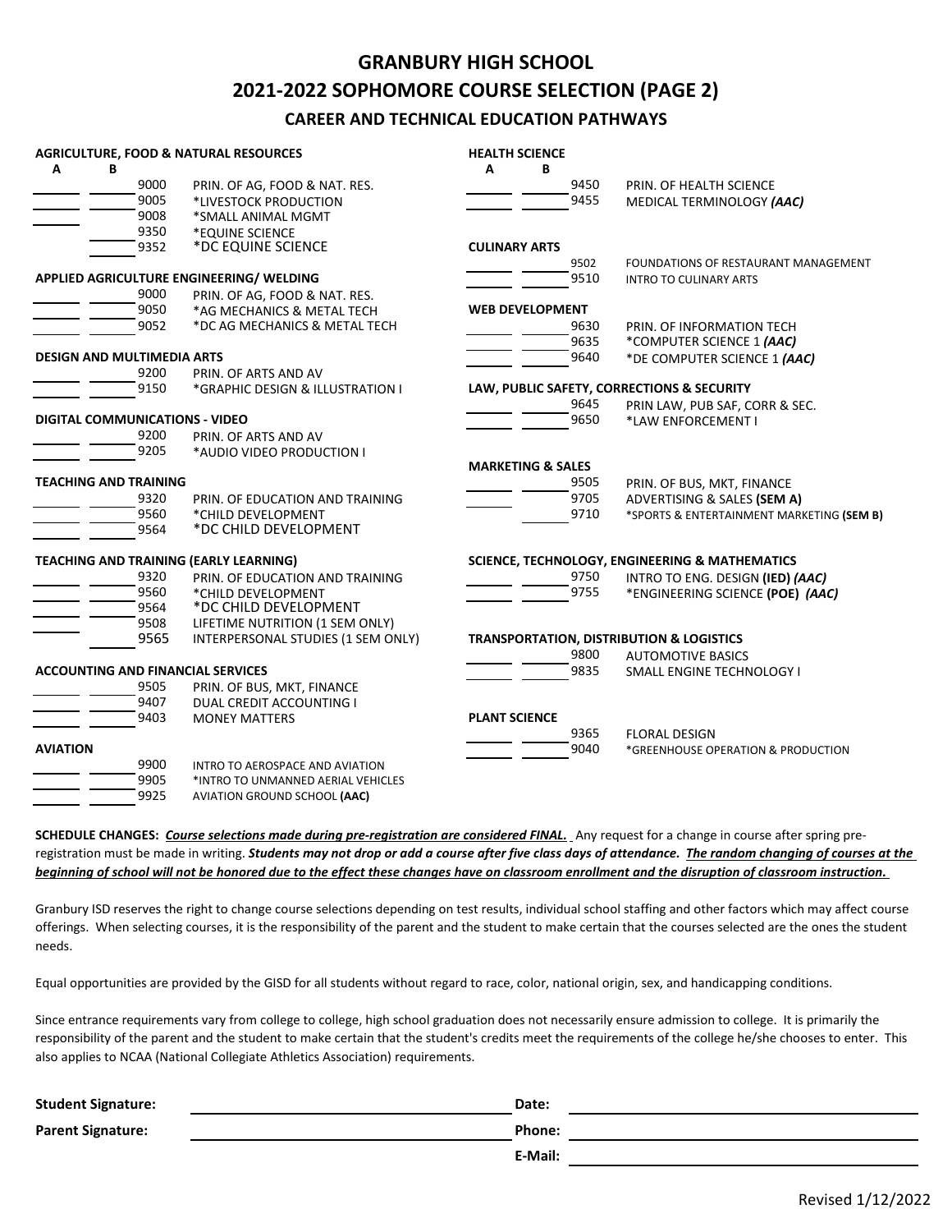# GRANBURY HIGH SCHOOL

## 2021-2022 SOPHOMORE COURSE SELECTION (PAGE 2)

### CAREER AND TECHNICAL EDUCATION PATHWAYS

**AGRICULTURE, FOOD & NATURAL RESOURCES**

| A | B | Code | Course |
|---|---|---|---|
| ______ | ______ | 9000 | PRIN. OF AG, FOOD & NAT. RES. |
| ______ | ______ | 9005 | *LIVESTOCK PRODUCTION |
| ______ | | 9008 | *SMALL ANIMAL MGMT |
| | ______ | 9350 | *EQUINE SCIENCE |
| | ______ | 9352 | *DC EQUINE SCIENCE |

**APPLIED AGRICULTURE ENGINEERING/ WELDING**

| A | B | Code | Course |
|---|---|---|---|
| ______ | ______ | 9000 | PRIN. OF AG, FOOD & NAT. RES. |
| ______ | ______ | 9050 | *AG MECHANICS & METAL TECH |
| ______ | ______ | 9052 | *DC AG MECHANICS & METAL TECH |

**DESIGN AND MULTIMEDIA ARTS**

| A | B | Code | Course |
|---|---|---|---|
| ______ | ______ | 9200 | PRIN. OF ARTS AND AV |
| ______ | ______ | 9150 | *GRAPHIC DESIGN & ILLUSTRATION I |

**DIGITAL COMMUNICATIONS - VIDEO**

| A | B | Code | Course |
|---|---|---|---|
| ______ | ______ | 9200 | PRIN. OF ARTS AND AV |
| ______ | ______ | 9205 | *AUDIO VIDEO PRODUCTION I |

**TEACHING AND TRAINING**

| A | B | Code | Course |
|---|---|---|---|
| ______ | ______ | 9320 | PRIN. OF EDUCATION AND TRAINING |
| ______ | ______ | 9560 | *CHILD DEVELOPMENT |
| ______ | ______ | 9564 | *DC CHILD DEVELOPMENT |

**TEACHING AND TRAINING (EARLY LEARNING)**

| A | B | Code | Course |
|---|---|---|---|
| ______ | ______ | 9320 | PRIN. OF EDUCATION AND TRAINING |
| ______ | ______ | 9560 | *CHILD DEVELOPMENT |
| ______ | ______ | 9564 | *DC CHILD DEVELOPMENT |
| ______ | | 9508 | LIFETIME NUTRITION (1 SEM ONLY) |
| | ______ | 9565 | INTERPERSONAL STUDIES (1 SEM ONLY) |

**ACCOUNTING AND FINANCIAL SERVICES**

| A | B | Code | Course |
|---|---|---|---|
| ______ | ______ | 9505 | PRIN. OF BUS, MKT, FINANCE |
| ______ | ______ | 9407 | DUAL CREDIT ACCOUNTING I |
| ______ | ______ | 9403 | MONEY MATTERS |

**AVIATION**

| A | B | Code | Course |
|---|---|---|---|
| ______ | ______ | 9900 | INTRO TO AEROSPACE AND AVIATION |
| ______ | ______ | 9905 | *INTRO TO UNMANNED AERIAL VEHICLES |
| ______ | ______ | 9925 | AVIATION GROUND SCHOOL **(AAC)** |

**HEALTH SCIENCE**

| A | B | Code | Course |
|---|---|---|---|
| ______ | ______ | 9450 | PRIN. OF HEALTH SCIENCE |
| ______ | ______ | 9455 | MEDICAL TERMINOLOGY ***(AAC)*** |

**CULINARY ARTS**

| A | B | Code | Course |
|---|---|---|---|
| ______ | ______ | 9502 | FOUNDATIONS OF RESTAURANT MANAGEMENT |
| ______ | ______ | 9510 | INTRO TO CULINARY ARTS |

**WEB DEVELOPMENT**

| A | B | Code | Course |
|---|---|---|---|
| ______ | ______ | 9630 | PRIN. OF INFORMATION TECH |
| ______ | ______ | 9635 | *COMPUTER SCIENCE 1 ***(AAC)*** |
| ______ | ______ | 9640 | *DE COMPUTER SCIENCE 1 ***(AAC)*** |

**LAW, PUBLIC SAFETY, CORRECTIONS & SECURITY**

| A | B | Code | Course |
|---|---|---|---|
| ______ | ______ | 9645 | PRIN LAW, PUB SAF, CORR & SEC. |
| ______ | ______ | 9650 | *LAW ENFORCEMENT I |

**MARKETING & SALES**

| A | B | Code | Course |
|---|---|---|---|
| ______ | ______ | 9505 | PRIN. OF BUS, MKT, FINANCE |
| ______ | | 9705 | ADVERTISING & SALES **(SEM A)** |
| | ______ | 9710 | *SPORTS & ENTERTAINMENT MARKETING **(SEM B)** |

**SCIENCE, TECHNOLOGY, ENGINEERING & MATHEMATICS**

| A | B | Code | Course |
|---|---|---|---|
| ______ | ______ | 9750 | INTRO TO ENG. DESIGN **(IED)** ***(AAC)*** |
| ______ | ______ | 9755 | *ENGINEERING SCIENCE **(POE)** ***(AAC)*** |

**TRANSPORTATION, DISTRIBUTION & LOGISTICS**

| A | B | Code | Course |
|---|---|---|---|
| ______ | ______ | 9800 | AUTOMOTIVE BASICS |
| ______ | ______ | 9835 | SMALL ENGINE TECHNOLOGY I |

**PLANT SCIENCE**

| A | B | Code | Course |
|---|---|---|---|
| ______ | ______ | 9365 | FLORAL DESIGN |
| ______ | ______ | 9040 | *GREENHOUSE OPERATION & PRODUCTION |

**SCHEDULE CHANGES:** ***Course selections made during pre-registration are considered FINAL.*** Any request for a change in course after spring pre-registration must be made in writing. ***Students may not drop or add a course after five class days of attendance. The random changing of courses at the beginning of school will not be honored due to the effect these changes have on classroom enrollment and the disruption of classroom instruction.***

Granbury ISD reserves the right to change course selections depending on test results, individual school staffing and other factors which may affect course offerings. When selecting courses, it is the responsibility of the parent and the student to make certain that the courses selected are the ones the student needs.

Equal opportunities are provided by the GISD for all students without regard to race, color, national origin, sex, and handicapping conditions.

Since entrance requirements vary from college to college, high school graduation does not necessarily ensure admission to college. It is primarily the responsibility of the parent and the student to make certain that the student's credits meet the requirements of the college he/she chooses to enter. This also applies to NCAA (National Collegiate Athletics Association) requirements.

**Student Signature:** ______________________________ **Date:** ______________________________

**Parent Signature:** ______________________________ **Phone:** ______________________________

**E-Mail:** ______________________________

Revised 1/12/2022